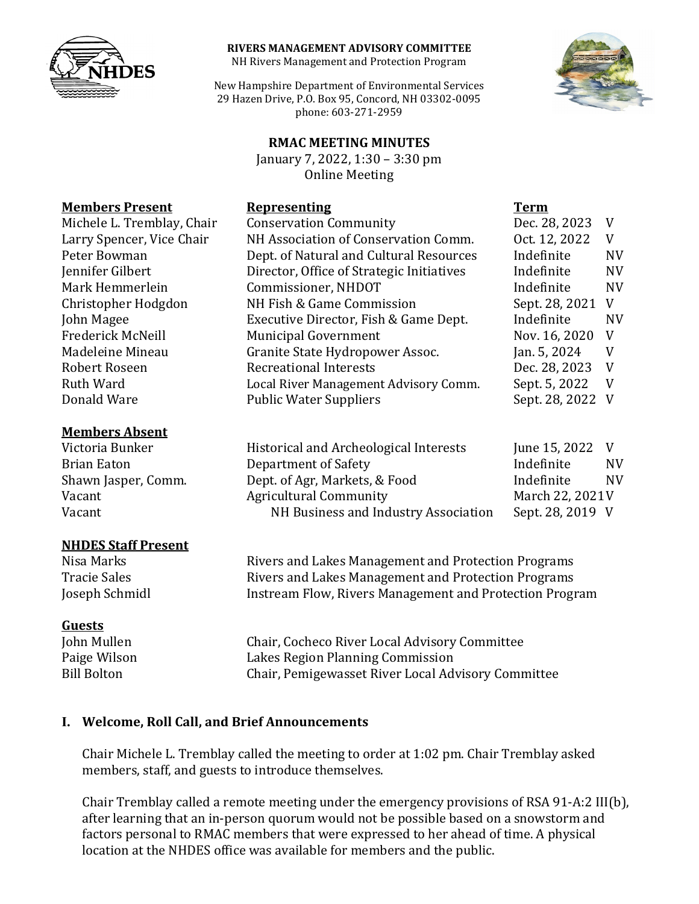**RIVERS MANAGEMENT ADVISORY COMMITTEE**
NH Rivers Management and Protection Program

New Hampshire Department of Environmental Services
29 Hazen Drive, P.O. Box 95, Concord, NH 03302-0095
phone: 603-271-2959

# RMAC MEETING MINUTES

January 7, 2022, 1:30 – 3:30 pm
Online Meeting

| **Members Present** | **Representing** | **Term** | |
|---|---|---|---|
| Michele L. Tremblay, Chair | Conservation Community | Dec. 28, 2023 | V |
| Larry Spencer, Vice Chair | NH Association of Conservation Comm. | Oct. 12, 2022 | V |
| Peter Bowman | Dept. of Natural and Cultural Resources | Indefinite | NV |
| Jennifer Gilbert | Director, Office of Strategic Initiatives | Indefinite | NV |
| Mark Hemmerlein | Commissioner, NHDOT | Indefinite | NV |
| Christopher Hodgdon | NH Fish & Game Commission | Sept. 28, 2021 | V |
| John Magee | Executive Director, Fish & Game Dept. | Indefinite | NV |
| Frederick McNeill | Municipal Government | Nov. 16, 2020 | V |
| Madeleine Mineau | Granite State Hydropower Assoc. | Jan. 5, 2024 | V |
| Robert Roseen | Recreational Interests | Dec. 28, 2023 | V |
| Ruth Ward | Local River Management Advisory Comm. | Sept. 5, 2022 | V |
| Donald Ware | Public Water Suppliers | Sept. 28, 2022 | V |

| **Members Absent** | | | |
|---|---|---|---|
| Victoria Bunker | Historical and Archeological Interests | June 15, 2022 | V |
| Brian Eaton | Department of Safety | Indefinite | NV |
| Shawn Jasper, Comm. | Dept. of Agr, Markets, & Food | Indefinite | NV |
| Vacant | Agricultural Community | March 22, 2021 | V |
| Vacant | NH Business and Industry Association | Sept. 28, 2019 | V |

| **NHDES Staff Present** | |
|---|---|
| Nisa Marks | Rivers and Lakes Management and Protection Programs |
| Tracie Sales | Rivers and Lakes Management and Protection Programs |
| Joseph Schmidl | Instream Flow, Rivers Management and Protection Program |

| **Guests** | |
|---|---|
| John Mullen | Chair, Cocheco River Local Advisory Committee |
| Paige Wilson | Lakes Region Planning Commission |
| Bill Bolton | Chair, Pemigewasset River Local Advisory Committee |

## I. Welcome, Roll Call, and Brief Announcements

Chair Michele L. Tremblay called the meeting to order at 1:02 pm. Chair Tremblay asked members, staff, and guests to introduce themselves.

Chair Tremblay called a remote meeting under the emergency provisions of RSA 91-A:2 III(b), after learning that an in-person quorum would not be possible based on a snowstorm and factors personal to RMAC members that were expressed to her ahead of time. A physical location at the NHDES office was available for members and the public.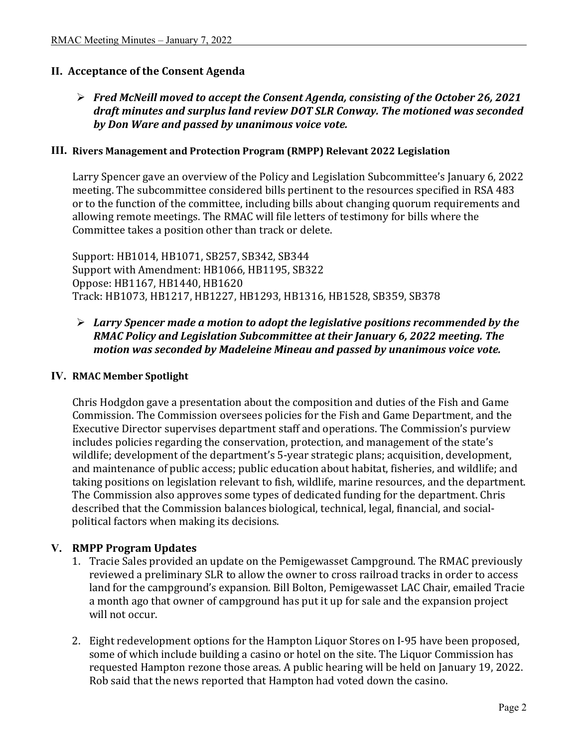## II. Acceptance of the Consent Agenda

- ***Fred McNeill moved to accept the Consent Agenda, consisting of the October 26, 2021 draft minutes and surplus land review DOT SLR Conway. The motioned was seconded by Don Ware and passed by unanimous voice vote.***

## III. Rivers Management and Protection Program (RMPP) Relevant 2022 Legislation

Larry Spencer gave an overview of the Policy and Legislation Subcommittee's January 6, 2022 meeting. The subcommittee considered bills pertinent to the resources specified in RSA 483 or to the function of the committee, including bills about changing quorum requirements and allowing remote meetings. The RMAC will file letters of testimony for bills where the Committee takes a position other than track or delete.

Support: HB1014, HB1071, SB257, SB342, SB344
Support with Amendment: HB1066, HB1195, SB322
Oppose: HB1167, HB1440, HB1620
Track: HB1073, HB1217, HB1227, HB1293, HB1316, HB1528, SB359, SB378

- ***Larry Spencer made a motion to adopt the legislative positions recommended by the RMAC Policy and Legislation Subcommittee at their January 6, 2022 meeting. The motion was seconded by Madeleine Mineau and passed by unanimous voice vote.***

## IV. RMAC Member Spotlight

Chris Hodgdon gave a presentation about the composition and duties of the Fish and Game Commission. The Commission oversees policies for the Fish and Game Department, and the Executive Director supervises department staff and operations. The Commission's purview includes policies regarding the conservation, protection, and management of the state's wildlife; development of the department's 5-year strategic plans; acquisition, development, and maintenance of public access; public education about habitat, fisheries, and wildlife; and taking positions on legislation relevant to fish, wildlife, marine resources, and the department. The Commission also approves some types of dedicated funding for the department. Chris described that the Commission balances biological, technical, legal, financial, and social-political factors when making its decisions.

## V. RMPP Program Updates

1. Tracie Sales provided an update on the Pemigewasset Campground. The RMAC previously reviewed a preliminary SLR to allow the owner to cross railroad tracks in order to access land for the campground's expansion. Bill Bolton, Pemigewasset LAC Chair, emailed Tracie a month ago that owner of campground has put it up for sale and the expansion project will not occur.

2. Eight redevelopment options for the Hampton Liquor Stores on I-95 have been proposed, some of which include building a casino or hotel on the site. The Liquor Commission has requested Hampton rezone those areas. A public hearing will be held on January 19, 2022. Rob said that the news reported that Hampton had voted down the casino.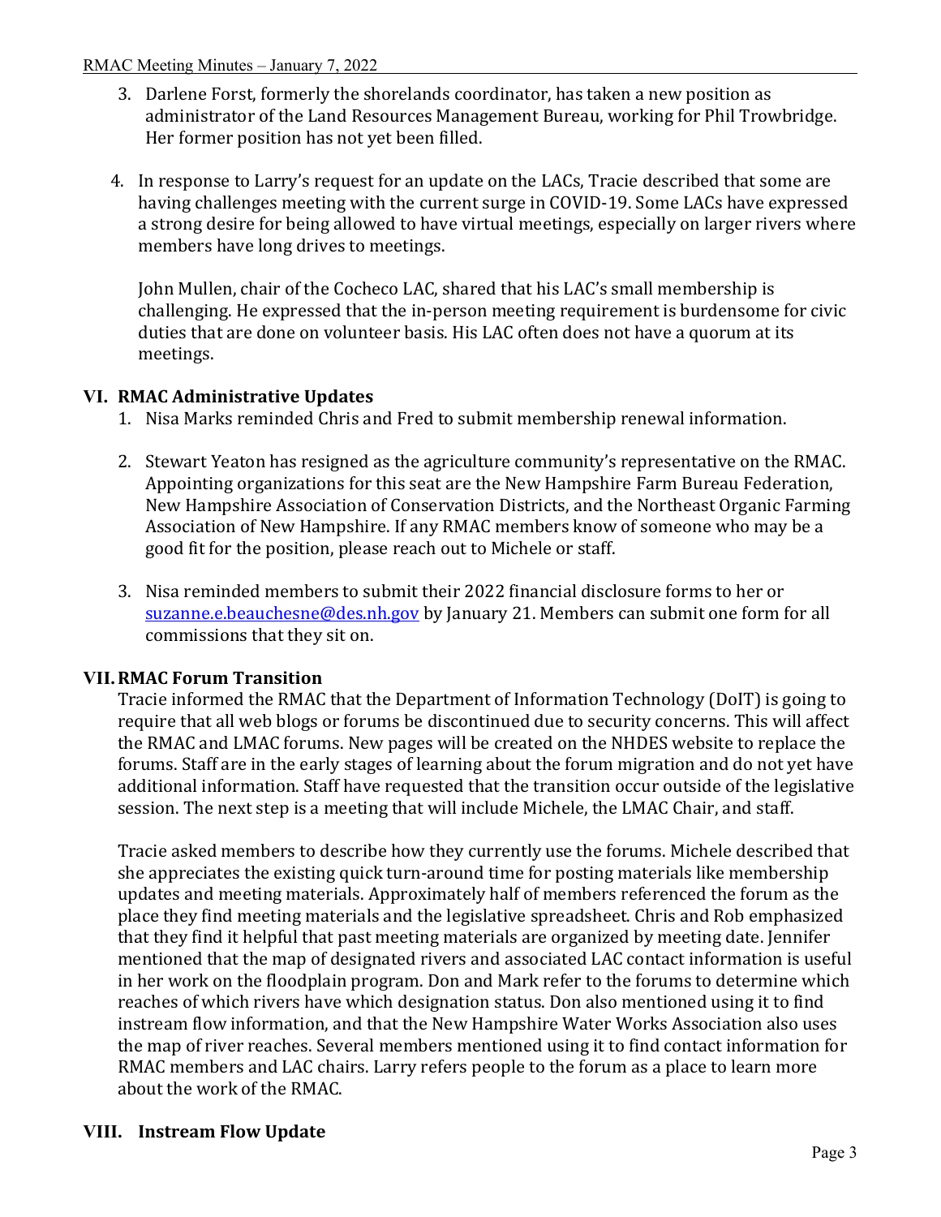3. Darlene Forst, formerly the shorelands coordinator, has taken a new position as administrator of the Land Resources Management Bureau, working for Phil Trowbridge. Her former position has not yet been filled.

4. In response to Larry's request for an update on the LACs, Tracie described that some are having challenges meeting with the current surge in COVID-19. Some LACs have expressed a strong desire for being allowed to have virtual meetings, especially on larger rivers where members have long drives to meetings.

   John Mullen, chair of the Cocheco LAC, shared that his LAC's small membership is challenging. He expressed that the in-person meeting requirement is burdensome for civic duties that are done on volunteer basis. His LAC often does not have a quorum at its meetings.

## VI. RMAC Administrative Updates

1. Nisa Marks reminded Chris and Fred to submit membership renewal information.

2. Stewart Yeaton has resigned as the agriculture community's representative on the RMAC. Appointing organizations for this seat are the New Hampshire Farm Bureau Federation, New Hampshire Association of Conservation Districts, and the Northeast Organic Farming Association of New Hampshire. If any RMAC members know of someone who may be a good fit for the position, please reach out to Michele or staff.

3. Nisa reminded members to submit their 2022 financial disclosure forms to her or [suzanne.e.beauchesne@des.nh.gov](mailto:suzanne.e.beauchesne@des.nh.gov) by January 21. Members can submit one form for all commissions that they sit on.

## VII. RMAC Forum Transition

Tracie informed the RMAC that the Department of Information Technology (DoIT) is going to require that all web blogs or forums be discontinued due to security concerns. This will affect the RMAC and LMAC forums. New pages will be created on the NHDES website to replace the forums. Staff are in the early stages of learning about the forum migration and do not yet have additional information. Staff have requested that the transition occur outside of the legislative session. The next step is a meeting that will include Michele, the LMAC Chair, and staff.

Tracie asked members to describe how they currently use the forums. Michele described that she appreciates the existing quick turn-around time for posting materials like membership updates and meeting materials. Approximately half of members referenced the forum as the place they find meeting materials and the legislative spreadsheet. Chris and Rob emphasized that they find it helpful that past meeting materials are organized by meeting date. Jennifer mentioned that the map of designated rivers and associated LAC contact information is useful in her work on the floodplain program. Don and Mark refer to the forums to determine which reaches of which rivers have which designation status. Don also mentioned using it to find instream flow information, and that the New Hampshire Water Works Association also uses the map of river reaches. Several members mentioned using it to find contact information for RMAC members and LAC chairs. Larry refers people to the forum as a place to learn more about the work of the RMAC.

## VIII. Instream Flow Update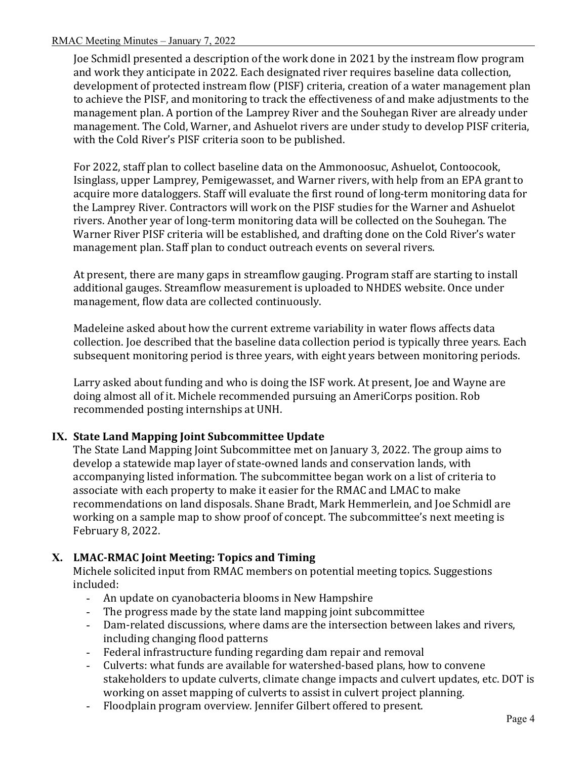Joe Schmidl presented a description of the work done in 2021 by the instream flow program and work they anticipate in 2022. Each designated river requires baseline data collection, development of protected instream flow (PISF) criteria, creation of a water management plan to achieve the PISF, and monitoring to track the effectiveness of and make adjustments to the management plan. A portion of the Lamprey River and the Souhegan River are already under management. The Cold, Warner, and Ashuelot rivers are under study to develop PISF criteria, with the Cold River's PISF criteria soon to be published.

For 2022, staff plan to collect baseline data on the Ammonoosuc, Ashuelot, Contoocook, Isinglass, upper Lamprey, Pemigewasset, and Warner rivers, with help from an EPA grant to acquire more dataloggers. Staff will evaluate the first round of long-term monitoring data for the Lamprey River. Contractors will work on the PISF studies for the Warner and Ashuelot rivers. Another year of long-term monitoring data will be collected on the Souhegan. The Warner River PISF criteria will be established, and drafting done on the Cold River's water management plan. Staff plan to conduct outreach events on several rivers.

At present, there are many gaps in streamflow gauging. Program staff are starting to install additional gauges. Streamflow measurement is uploaded to NHDES website. Once under management, flow data are collected continuously.

Madeleine asked about how the current extreme variability in water flows affects data collection. Joe described that the baseline data collection period is typically three years. Each subsequent monitoring period is three years, with eight years between monitoring periods.

Larry asked about funding and who is doing the ISF work. At present, Joe and Wayne are doing almost all of it. Michele recommended pursuing an AmeriCorps position. Rob recommended posting internships at UNH.

## IX. State Land Mapping Joint Subcommittee Update

The State Land Mapping Joint Subcommittee met on January 3, 2022. The group aims to develop a statewide map layer of state-owned lands and conservation lands, with accompanying listed information. The subcommittee began work on a list of criteria to associate with each property to make it easier for the RMAC and LMAC to make recommendations on land disposals. Shane Bradt, Mark Hemmerlein, and Joe Schmidl are working on a sample map to show proof of concept. The subcommittee's next meeting is February 8, 2022.

## X. LMAC-RMAC Joint Meeting: Topics and Timing

Michele solicited input from RMAC members on potential meeting topics. Suggestions included:

- An update on cyanobacteria blooms in New Hampshire
- The progress made by the state land mapping joint subcommittee
- Dam-related discussions, where dams are the intersection between lakes and rivers, including changing flood patterns
- Federal infrastructure funding regarding dam repair and removal
- Culverts: what funds are available for watershed-based plans, how to convene stakeholders to update culverts, climate change impacts and culvert updates, etc. DOT is working on asset mapping of culverts to assist in culvert project planning.
- Floodplain program overview. Jennifer Gilbert offered to present.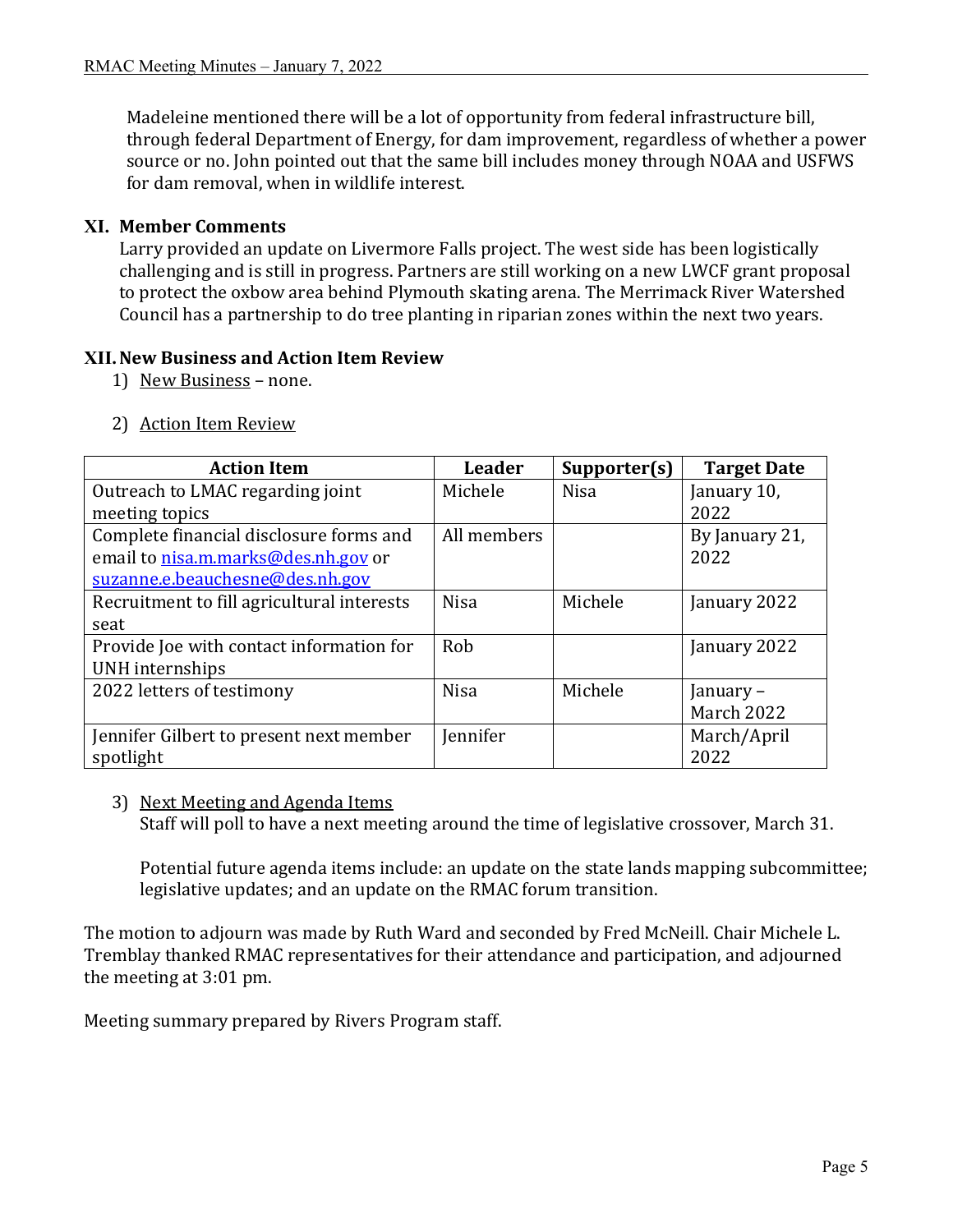Madeleine mentioned there will be a lot of opportunity from federal infrastructure bill, through federal Department of Energy, for dam improvement, regardless of whether a power source or no. John pointed out that the same bill includes money through NOAA and USFWS for dam removal, when in wildlife interest.

## XI. Member Comments

Larry provided an update on Livermore Falls project. The west side has been logistically challenging and is still in progress. Partners are still working on a new LWCF grant proposal to protect the oxbow area behind Plymouth skating arena. The Merrimack River Watershed Council has a partnership to do tree planting in riparian zones within the next two years.

## XII. New Business and Action Item Review

1) New Business – none.

2) Action Item Review

| Action Item | Leader | Supporter(s) | Target Date |
|---|---|---|---|
| Outreach to LMAC regarding joint meeting topics | Michele | Nisa | January 10, 2022 |
| Complete financial disclosure forms and email to nisa.m.marks@des.nh.gov or suzanne.e.beauchesne@des.nh.gov | All members | | By January 21, 2022 |
| Recruitment to fill agricultural interests seat | Nisa | Michele | January 2022 |
| Provide Joe with contact information for UNH internships | Rob | | January 2022 |
| 2022 letters of testimony | Nisa | Michele | January – March 2022 |
| Jennifer Gilbert to present next member spotlight | Jennifer | | March/April 2022 |

3) Next Meeting and Agenda Items

   Staff will poll to have a next meeting around the time of legislative crossover, March 31.

   Potential future agenda items include: an update on the state lands mapping subcommittee; legislative updates; and an update on the RMAC forum transition.

The motion to adjourn was made by Ruth Ward and seconded by Fred McNeill. Chair Michele L. Tremblay thanked RMAC representatives for their attendance and participation, and adjourned the meeting at 3:01 pm.

Meeting summary prepared by Rivers Program staff.